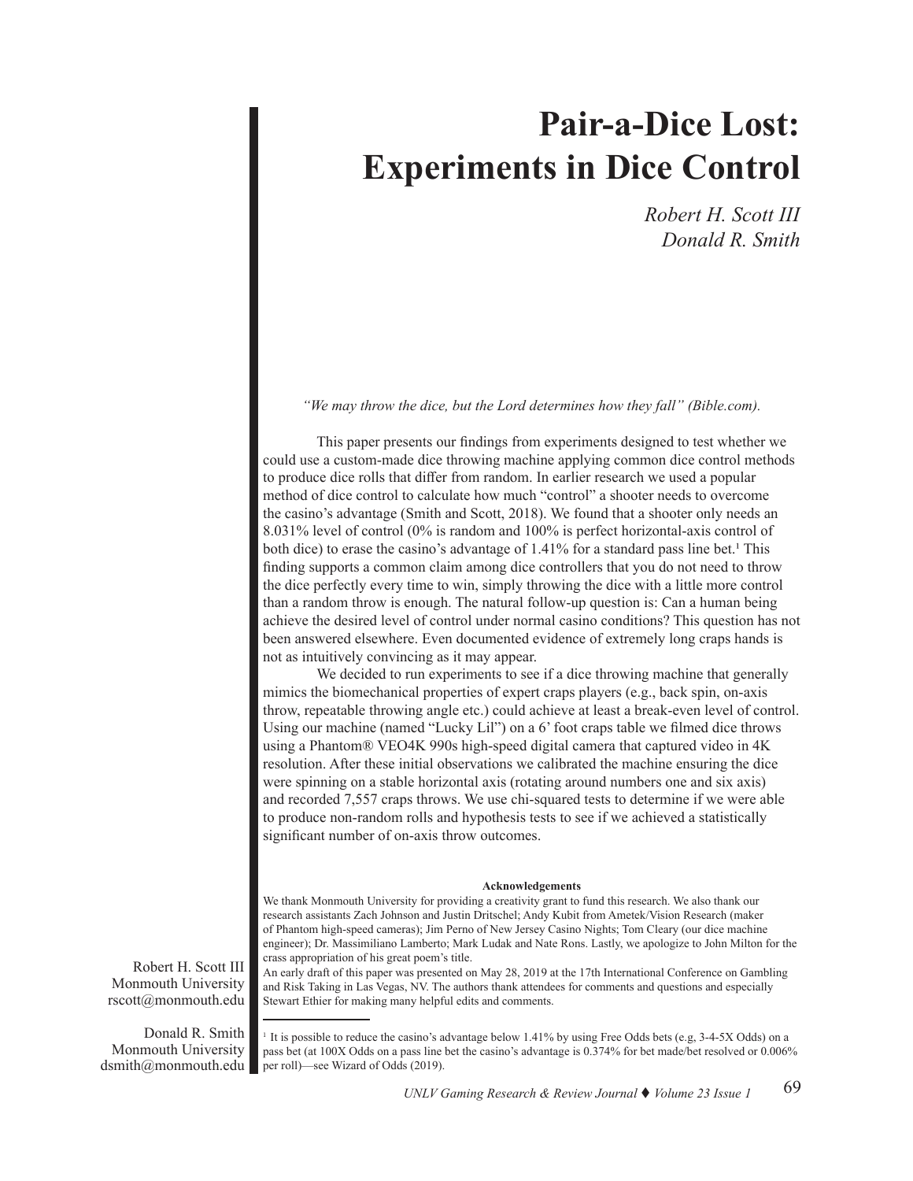# Pair-a-Dice Lost: Experiments in Dice Control

*Robert H. Scott III*
*Donald R. Smith*

*"We may throw the dice, but the Lord determines how they fall" (Bible.com).*

This paper presents our findings from experiments designed to test whether we could use a custom-made dice throwing machine applying common dice control methods to produce dice rolls that differ from random. In earlier research we used a popular method of dice control to calculate how much "control" a shooter needs to overcome the casino's advantage (Smith and Scott, 2018). We found that a shooter only needs an 8.031% level of control (0% is random and 100% is perfect horizontal-axis control of both dice) to erase the casino's advantage of 1.41% for a standard pass line bet.[1] This finding supports a common claim among dice controllers that you do not need to throw the dice perfectly every time to win, simply throwing the dice with a little more control than a random throw is enough. The natural follow-up question is: Can a human being achieve the desired level of control under normal casino conditions? This question has not been answered elsewhere. Even documented evidence of extremely long craps hands is not as intuitively convincing as it may appear.

We decided to run experiments to see if a dice throwing machine that generally mimics the biomechanical properties of expert craps players (e.g., back spin, on-axis throw, repeatable throwing angle etc.) could achieve at least a break-even level of control. Using our machine (named "Lucky Lil") on a 6' foot craps table we filmed dice throws using a Phantom® VEO4K 990s high-speed digital camera that captured video in 4K resolution. After these initial observations we calibrated the machine ensuring the dice were spinning on a stable horizontal axis (rotating around numbers one and six axis) and recorded 7,557 craps throws. We use chi-squared tests to determine if we were able to produce non-random rolls and hypothesis tests to see if we achieved a statistically significant number of on-axis throw outcomes.

**Acknowledgements**

We thank Monmouth University for providing a creativity grant to fund this research. We also thank our research assistants Zach Johnson and Justin Dritschel; Andy Kubit from Ametek/Vision Research (maker of Phantom high-speed cameras); Jim Perno of New Jersey Casino Nights; Tom Cleary (our dice machine engineer); Dr. Massimiliano Lamberto; Mark Ludak and Nate Rons. Lastly, we apologize to John Milton for the crass appropriation of his great poem's title.

An early draft of this paper was presented on May 28, 2019 at the 17th International Conference on Gambling and Risk Taking in Las Vegas, NV. The authors thank attendees for comments and questions and especially Stewart Ethier for making many helpful edits and comments.

Robert H. Scott III
Monmouth University
rscott@monmouth.edu

Donald R. Smith
Monmouth University
dsmith@monmouth.edu

[1] It is possible to reduce the casino's advantage below 1.41% by using Free Odds bets (e.g, 3-4-5X Odds) on a pass bet (at 100X Odds on a pass line bet the casino's advantage is 0.374% for bet made/bet resolved or 0.006% per roll)—see Wizard of Odds (2019).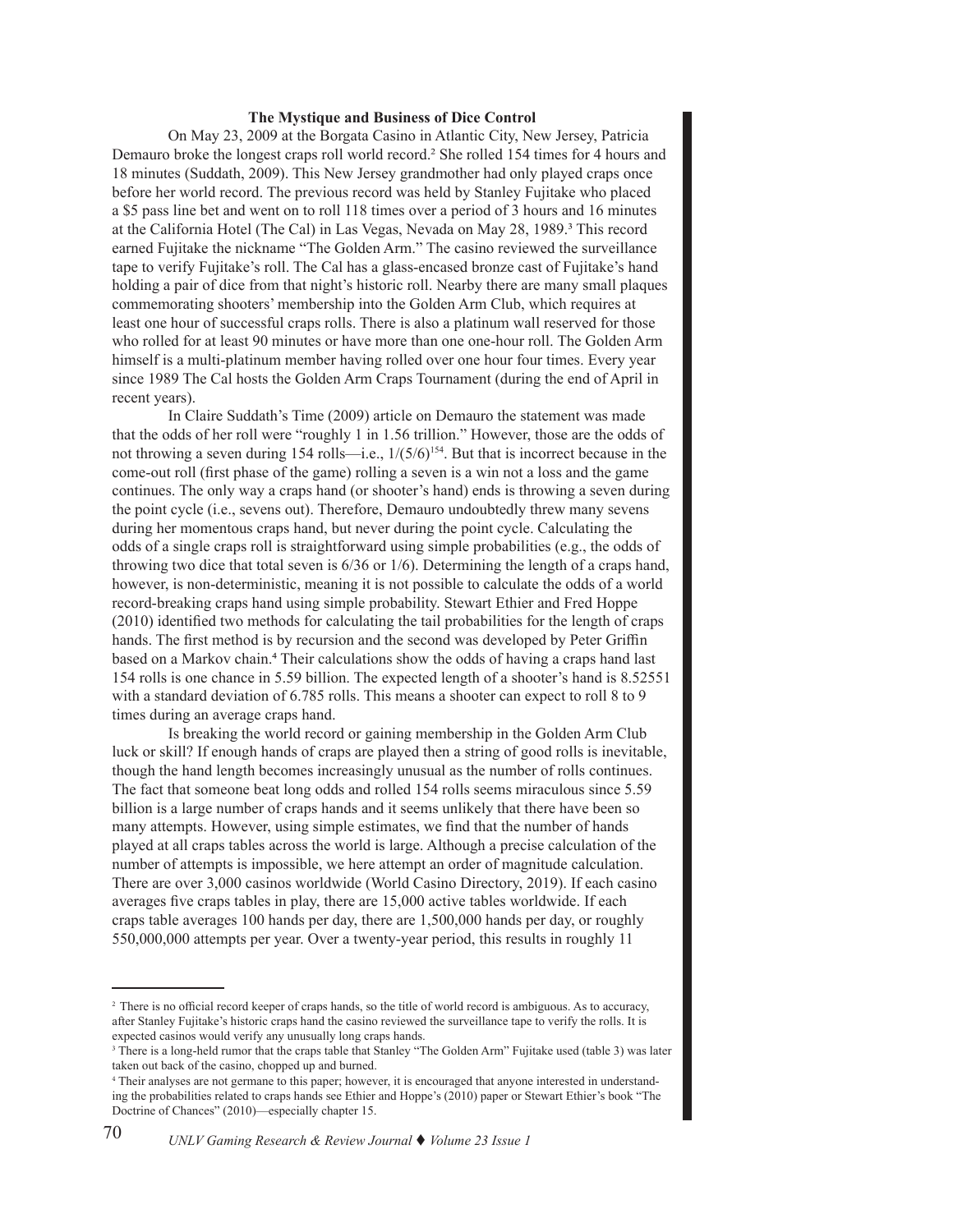**The Mystique and Business of Dice Control**

On May 23, 2009 at the Borgata Casino in Atlantic City, New Jersey, Patricia Demauro broke the longest craps roll world record.[2] She rolled 154 times for 4 hours and 18 minutes (Suddath, 2009). This New Jersey grandmother had only played craps once before her world record. The previous record was held by Stanley Fujitake who placed a \$5 pass line bet and went on to roll 118 times over a period of 3 hours and 16 minutes at the California Hotel (The Cal) in Las Vegas, Nevada on May 28, 1989.[3] This record earned Fujitake the nickname "The Golden Arm." The casino reviewed the surveillance tape to verify Fujitake's roll. The Cal has a glass-encased bronze cast of Fujitake's hand holding a pair of dice from that night's historic roll. Nearby there are many small plaques commemorating shooters' membership into the Golden Arm Club, which requires at least one hour of successful craps rolls. There is also a platinum wall reserved for those who rolled for at least 90 minutes or have more than one one-hour roll. The Golden Arm himself is a multi-platinum member having rolled over one hour four times. Every year since 1989 The Cal hosts the Golden Arm Craps Tournament (during the end of April in recent years).

In Claire Suddath's Time (2009) article on Demauro the statement was made that the odds of her roll were "roughly 1 in 1.56 trillion." However, those are the odds of not throwing a seven during 154 rolls—i.e., $1/(5/6)^{154}$. But that is incorrect because in the come-out roll (first phase of the game) rolling a seven is a win not a loss and the game continues. The only way a craps hand (or shooter's hand) ends is throwing a seven during the point cycle (i.e., sevens out). Therefore, Demauro undoubtedly threw many sevens during her momentous craps hand, but never during the point cycle. Calculating the odds of a single craps roll is straightforward using simple probabilities (e.g., the odds of throwing two dice that total seven is 6/36 or 1/6). Determining the length of a craps hand, however, is non-deterministic, meaning it is not possible to calculate the odds of a world record-breaking craps hand using simple probability. Stewart Ethier and Fred Hoppe (2010) identified two methods for calculating the tail probabilities for the length of craps hands. The first method is by recursion and the second was developed by Peter Griffin based on a Markov chain.[4] Their calculations show the odds of having a craps hand last 154 rolls is one chance in 5.59 billion. The expected length of a shooter's hand is 8.52551 with a standard deviation of 6.785 rolls. This means a shooter can expect to roll 8 to 9 times during an average craps hand.

Is breaking the world record or gaining membership in the Golden Arm Club luck or skill? If enough hands of craps are played then a string of good rolls is inevitable, though the hand length becomes increasingly unusual as the number of rolls continues. The fact that someone beat long odds and rolled 154 rolls seems miraculous since 5.59 billion is a large number of craps hands and it seems unlikely that there have been so many attempts. However, using simple estimates, we find that the number of hands played at all craps tables across the world is large. Although a precise calculation of the number of attempts is impossible, we here attempt an order of magnitude calculation. There are over 3,000 casinos worldwide (World Casino Directory, 2019). If each casino averages five craps tables in play, there are 15,000 active tables worldwide. If each craps table averages 100 hands per day, there are 1,500,000 hands per day, or roughly 550,000,000 attempts per year. Over a twenty-year period, this results in roughly 11

---

[2] There is no official record keeper of craps hands, so the title of world record is ambiguous. As to accuracy, after Stanley Fujitake's historic craps hand the casino reviewed the surveillance tape to verify the rolls. It is expected casinos would verify any unusually long craps hands.

[3] There is a long-held rumor that the craps table that Stanley "The Golden Arm" Fujitake used (table 3) was later taken out back of the casino, chopped up and burned.

[4] Their analyses are not germane to this paper; however, it is encouraged that anyone interested in understanding the probabilities related to craps hands see Ethier and Hoppe's (2010) paper or Stewart Ethier's book "The Doctrine of Chances" (2010)—especially chapter 15.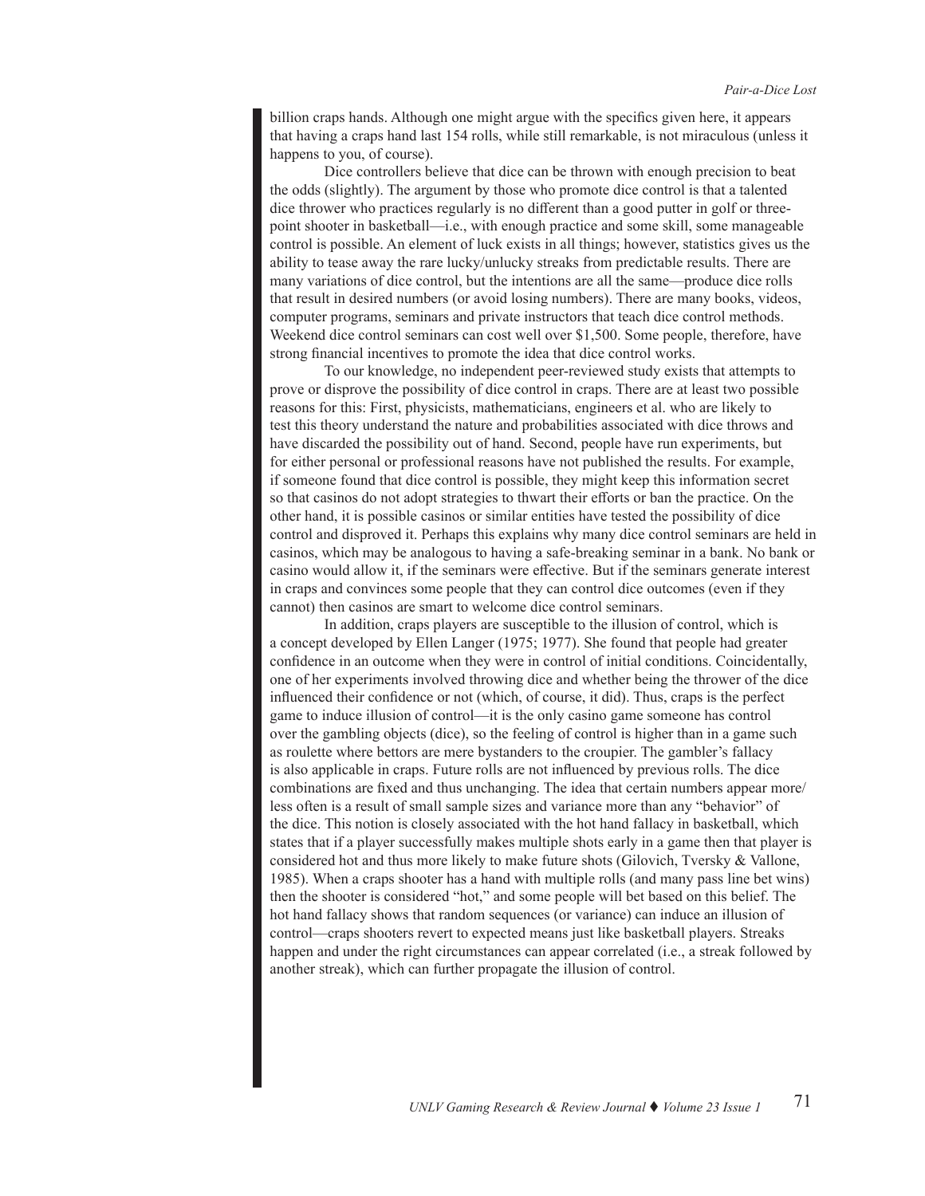billion craps hands. Although one might argue with the specifics given here, it appears that having a craps hand last 154 rolls, while still remarkable, is not miraculous (unless it happens to you, of course).

Dice controllers believe that dice can be thrown with enough precision to beat the odds (slightly). The argument by those who promote dice control is that a talented dice thrower who practices regularly is no different than a good putter in golf or three-point shooter in basketball—i.e., with enough practice and some skill, some manageable control is possible. An element of luck exists in all things; however, statistics gives us the ability to tease away the rare lucky/unlucky streaks from predictable results. There are many variations of dice control, but the intentions are all the same—produce dice rolls that result in desired numbers (or avoid losing numbers). There are many books, videos, computer programs, seminars and private instructors that teach dice control methods. Weekend dice control seminars can cost well over $1,500. Some people, therefore, have strong financial incentives to promote the idea that dice control works.

To our knowledge, no independent peer-reviewed study exists that attempts to prove or disprove the possibility of dice control in craps. There are at least two possible reasons for this: First, physicists, mathematicians, engineers et al. who are likely to test this theory understand the nature and probabilities associated with dice throws and have discarded the possibility out of hand. Second, people have run experiments, but for either personal or professional reasons have not published the results. For example, if someone found that dice control is possible, they might keep this information secret so that casinos do not adopt strategies to thwart their efforts or ban the practice. On the other hand, it is possible casinos or similar entities have tested the possibility of dice control and disproved it. Perhaps this explains why many dice control seminars are held in casinos, which may be analogous to having a safe-breaking seminar in a bank. No bank or casino would allow it, if the seminars were effective. But if the seminars generate interest in craps and convinces some people that they can control dice outcomes (even if they cannot) then casinos are smart to welcome dice control seminars.

In addition, craps players are susceptible to the illusion of control, which is a concept developed by Ellen Langer (1975; 1977). She found that people had greater confidence in an outcome when they were in control of initial conditions. Coincidentally, one of her experiments involved throwing dice and whether being the thrower of the dice influenced their confidence or not (which, of course, it did). Thus, craps is the perfect game to induce illusion of control—it is the only casino game someone has control over the gambling objects (dice), so the feeling of control is higher than in a game such as roulette where bettors are mere bystanders to the croupier. The gambler's fallacy is also applicable in craps. Future rolls are not influenced by previous rolls. The dice combinations are fixed and thus unchanging. The idea that certain numbers appear more/less often is a result of small sample sizes and variance more than any "behavior" of the dice. This notion is closely associated with the hot hand fallacy in basketball, which states that if a player successfully makes multiple shots early in a game then that player is considered hot and thus more likely to make future shots (Gilovich, Tversky & Vallone, 1985). When a craps shooter has a hand with multiple rolls (and many pass line bet wins) then the shooter is considered "hot," and some people will bet based on this belief. The hot hand fallacy shows that random sequences (or variance) can induce an illusion of control—craps shooters revert to expected means just like basketball players. Streaks happen and under the right circumstances can appear correlated (i.e., a streak followed by another streak), which can further propagate the illusion of control.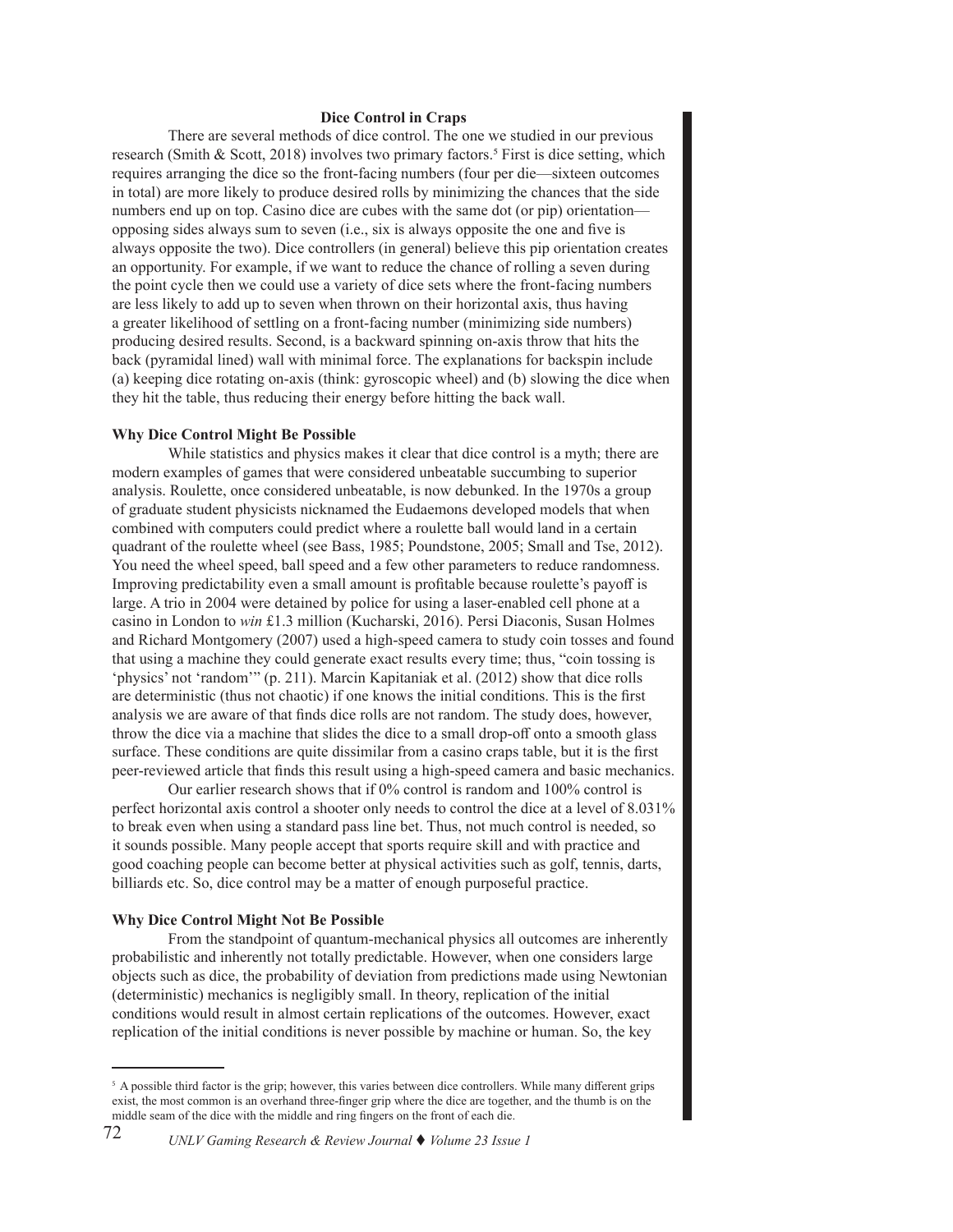**Dice Control in Craps**

There are several methods of dice control. The one we studied in our previous research (Smith & Scott, 2018) involves two primary factors.[5] First is dice setting, which requires arranging the dice so the front-facing numbers (four per die—sixteen outcomes in total) are more likely to produce desired rolls by minimizing the chances that the side numbers end up on top. Casino dice are cubes with the same dot (or pip) orientation—opposing sides always sum to seven (i.e., six is always opposite the one and five is always opposite the two). Dice controllers (in general) believe this pip orientation creates an opportunity. For example, if we want to reduce the chance of rolling a seven during the point cycle then we could use a variety of dice sets where the front-facing numbers are less likely to add up to seven when thrown on their horizontal axis, thus having a greater likelihood of settling on a front-facing number (minimizing side numbers) producing desired results. Second, is a backward spinning on-axis throw that hits the back (pyramidal lined) wall with minimal force. The explanations for backspin include (a) keeping dice rotating on-axis (think: gyroscopic wheel) and (b) slowing the dice when they hit the table, thus reducing their energy before hitting the back wall.

**Why Dice Control Might Be Possible**

While statistics and physics makes it clear that dice control is a myth; there are modern examples of games that were considered unbeatable succumbing to superior analysis. Roulette, once considered unbeatable, is now debunked. In the 1970s a group of graduate student physicists nicknamed the Eudaemons developed models that when combined with computers could predict where a roulette ball would land in a certain quadrant of the roulette wheel (see Bass, 1985; Poundstone, 2005; Small and Tse, 2012). You need the wheel speed, ball speed and a few other parameters to reduce randomness. Improving predictability even a small amount is profitable because roulette's payoff is large. A trio in 2004 were detained by police for using a laser-enabled cell phone at a casino in London to *win* £1.3 million (Kucharski, 2016). Persi Diaconis, Susan Holmes and Richard Montgomery (2007) used a high-speed camera to study coin tosses and found that using a machine they could generate exact results every time; thus, "coin tossing is 'physics' not 'random'" (p. 211). Marcin Kapitaniak et al. (2012) show that dice rolls are deterministic (thus not chaotic) if one knows the initial conditions. This is the first analysis we are aware of that finds dice rolls are not random. The study does, however, throw the dice via a machine that slides the dice to a small drop-off onto a smooth glass surface. These conditions are quite dissimilar from a casino craps table, but it is the first peer-reviewed article that finds this result using a high-speed camera and basic mechanics.

Our earlier research shows that if 0% control is random and 100% control is perfect horizontal axis control a shooter only needs to control the dice at a level of 8.031% to break even when using a standard pass line bet. Thus, not much control is needed, so it sounds possible. Many people accept that sports require skill and with practice and good coaching people can become better at physical activities such as golf, tennis, darts, billiards etc. So, dice control may be a matter of enough purposeful practice.

**Why Dice Control Might Not Be Possible**

From the standpoint of quantum-mechanical physics all outcomes are inherently probabilistic and inherently not totally predictable. However, when one considers large objects such as dice, the probability of deviation from predictions made using Newtonian (deterministic) mechanics is negligibly small. In theory, replication of the initial conditions would result in almost certain replications of the outcomes. However, exact replication of the initial conditions is never possible by machine or human. So, the key

[5] A possible third factor is the grip; however, this varies between dice controllers. While many different grips exist, the most common is an overhand three-finger grip where the dice are together, and the thumb is on the middle seam of the dice with the middle and ring fingers on the front of each die.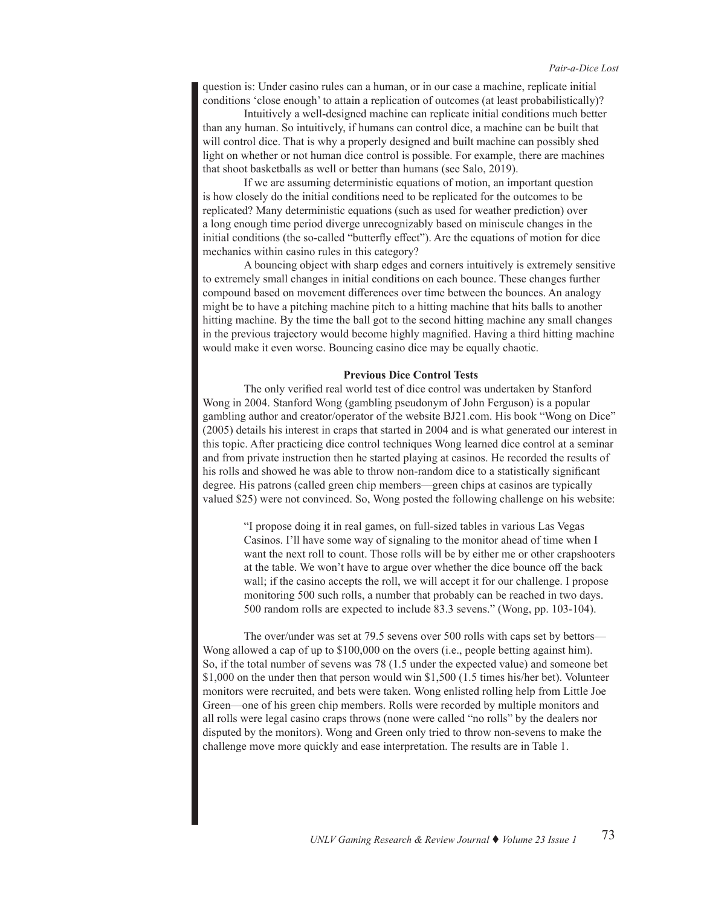question is: Under casino rules can a human, or in our case a machine, replicate initial conditions 'close enough' to attain a replication of outcomes (at least probabilistically)?

Intuitively a well-designed machine can replicate initial conditions much better than any human. So intuitively, if humans can control dice, a machine can be built that will control dice. That is why a properly designed and built machine can possibly shed light on whether or not human dice control is possible. For example, there are machines that shoot basketballs as well or better than humans (see Salo, 2019).

If we are assuming deterministic equations of motion, an important question is how closely do the initial conditions need to be replicated for the outcomes to be replicated? Many deterministic equations (such as used for weather prediction) over a long enough time period diverge unrecognizably based on miniscule changes in the initial conditions (the so-called "butterfly effect"). Are the equations of motion for dice mechanics within casino rules in this category?

A bouncing object with sharp edges and corners intuitively is extremely sensitive to extremely small changes in initial conditions on each bounce. These changes further compound based on movement differences over time between the bounces. An analogy might be to have a pitching machine pitch to a hitting machine that hits balls to another hitting machine. By the time the ball got to the second hitting machine any small changes in the previous trajectory would become highly magnified. Having a third hitting machine would make it even worse. Bouncing casino dice may be equally chaotic.

### Previous Dice Control Tests

The only verified real world test of dice control was undertaken by Stanford Wong in 2004. Stanford Wong (gambling pseudonym of John Ferguson) is a popular gambling author and creator/operator of the website BJ21.com. His book "Wong on Dice" (2005) details his interest in craps that started in 2004 and is what generated our interest in this topic. After practicing dice control techniques Wong learned dice control at a seminar and from private instruction then he started playing at casinos. He recorded the results of his rolls and showed he was able to throw non-random dice to a statistically significant degree. His patrons (called green chip members—green chips at casinos are typically valued $25) were not convinced. So, Wong posted the following challenge on his website:

> "I propose doing it in real games, on full-sized tables in various Las Vegas Casinos. I'll have some way of signaling to the monitor ahead of time when I want the next roll to count. Those rolls will be by either me or other crapshooters at the table. We won't have to argue over whether the dice bounce off the back wall; if the casino accepts the roll, we will accept it for our challenge. I propose monitoring 500 such rolls, a number that probably can be reached in two days. 500 random rolls are expected to include 83.3 sevens." (Wong, pp. 103-104).

The over/under was set at 79.5 sevens over 500 rolls with caps set by bettors—Wong allowed a cap of up to $100,000 on the overs (i.e., people betting against him). So, if the total number of sevens was 78 (1.5 under the expected value) and someone bet $1,000 on the under then that person would win $1,500 (1.5 times his/her bet). Volunteer monitors were recruited, and bets were taken. Wong enlisted rolling help from Little Joe Green—one of his green chip members. Rolls were recorded by multiple monitors and all rolls were legal casino craps throws (none were called "no rolls" by the dealers nor disputed by the monitors). Wong and Green only tried to throw non-sevens to make the challenge move more quickly and ease interpretation. The results are in Table 1.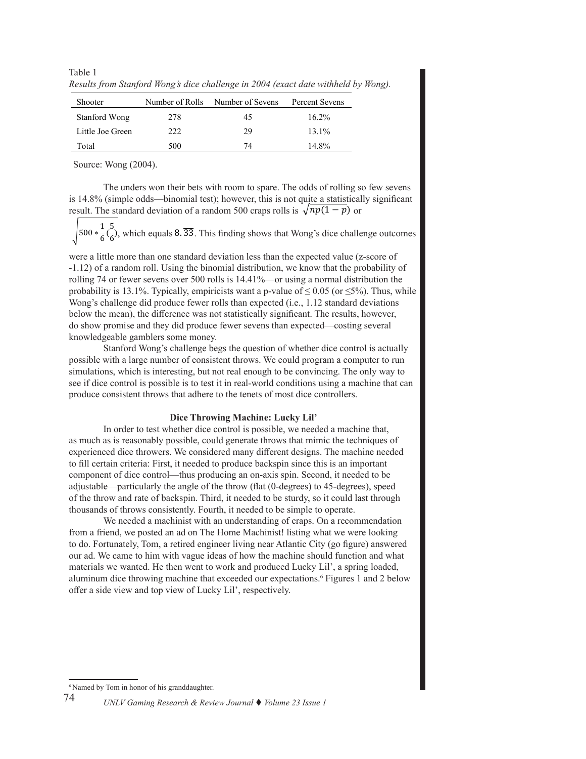Table 1
*Results from Stanford Wong's dice challenge in 2004 (exact date withheld by Wong).*

| Shooter | Number of Rolls | Number of Sevens | Percent Sevens |
|---|---|---|---|
| Stanford Wong | 278 | 45 | 16.2% |
| Little Joe Green | 222 | 29 | 13.1% |
| Total | 500 | 74 | 14.8% |

Source: Wong (2004).

The unders won their bets with room to spare. The odds of rolling so few sevens is 14.8% (simple odds—binomial test); however, this is not quite a statistically significant result. The standard deviation of a random 500 craps rolls is $\sqrt{np(1-p)}$ or $\sqrt{500 * \frac{1}{6}(\frac{5}{6})}$, which equals $8.\overline{33}$. This finding shows that Wong's dice challenge outcomes were a little more than one standard deviation less than the expected value (z-score of -1.12) of a random roll. Using the binomial distribution, we know that the probability of rolling 74 or fewer sevens over 500 rolls is 14.41%—or using a normal distribution the probability is 13.1%. Typically, empiricists want a p-value of $\leq 0.05$ (or $\leq 5\%$). Thus, while Wong's challenge did produce fewer rolls than expected (i.e., 1.12 standard deviations below the mean), the difference was not statistically significant. The results, however, do show promise and they did produce fewer sevens than expected—costing several knowledgeable gamblers some money.

Stanford Wong's challenge begs the question of whether dice control is actually possible with a large number of consistent throws. We could program a computer to run simulations, which is interesting, but not real enough to be convincing. The only way to see if dice control is possible is to test it in real-world conditions using a machine that can produce consistent throws that adhere to the tenets of most dice controllers.

### Dice Throwing Machine: Lucky Lil'

In order to test whether dice control is possible, we needed a machine that, as much as is reasonably possible, could generate throws that mimic the techniques of experienced dice throwers. We considered many different designs. The machine needed to fill certain criteria: First, it needed to produce backspin since this is an important component of dice control—thus producing an on-axis spin. Second, it needed to be adjustable—particularly the angle of the throw (flat (0-degrees) to 45-degrees), speed of the throw and rate of backspin. Third, it needed to be sturdy, so it could last through thousands of throws consistently. Fourth, it needed to be simple to operate.

We needed a machinist with an understanding of craps. On a recommendation from a friend, we posted an ad on The Home Machinist! listing what we were looking to do. Fortunately, Tom, a retired engineer living near Atlantic City (go figure) answered our ad. We came to him with vague ideas of how the machine should function and what materials we wanted. He then went to work and produced Lucky Lil', a spring loaded, aluminum dice throwing machine that exceeded our expectations.[6] Figures 1 and 2 below offer a side view and top view of Lucky Lil', respectively.

[6] Named by Tom in honor of his granddaughter.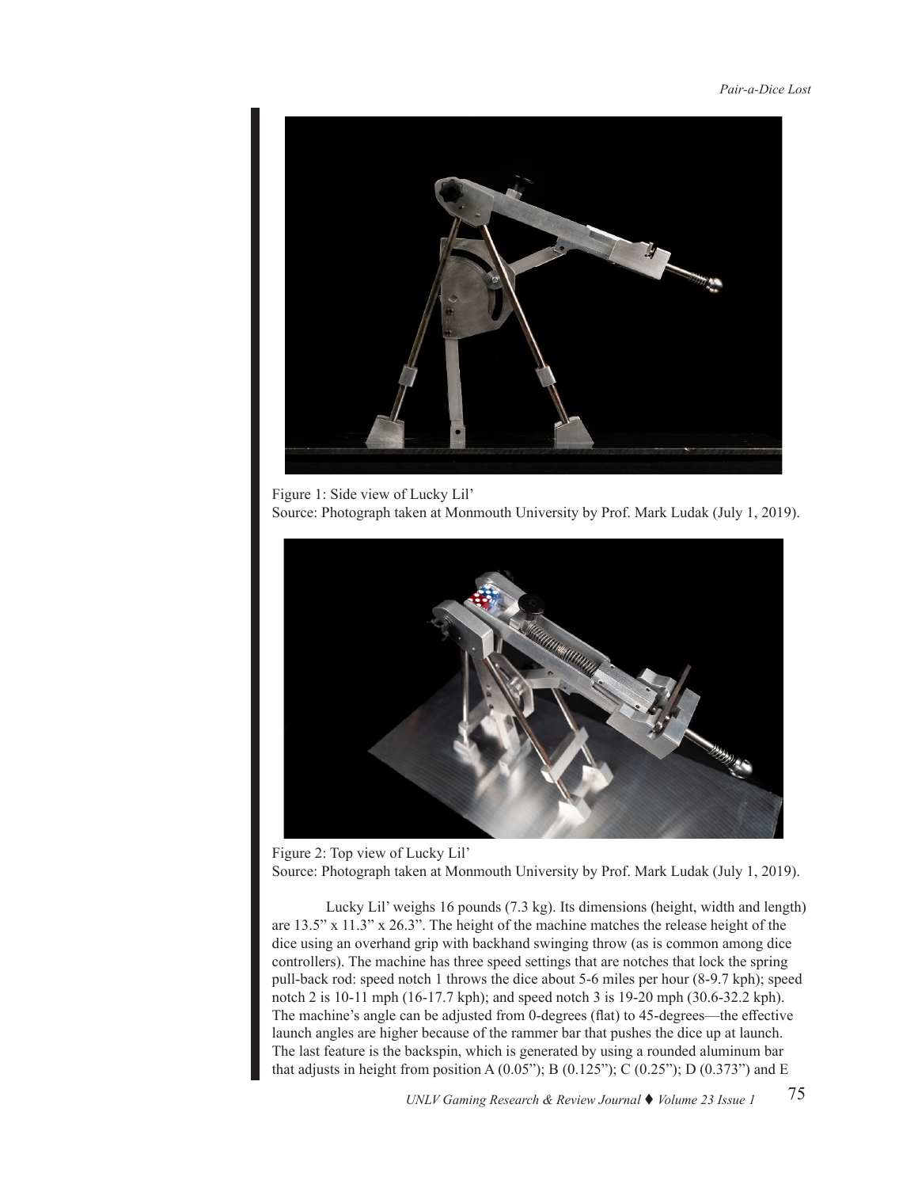Figure 1: Side view of Lucky Lil'
Source: Photograph taken at Monmouth University by Prof. Mark Ludak (July 1, 2019).

Figure 2: Top view of Lucky Lil'
Source: Photograph taken at Monmouth University by Prof. Mark Ludak (July 1, 2019).

Lucky Lil' weighs 16 pounds (7.3 kg). Its dimensions (height, width and length) are 13.5" x 11.3" x 26.3". The height of the machine matches the release height of the dice using an overhand grip with backhand swinging throw (as is common among dice controllers). The machine has three speed settings that are notches that lock the spring pull-back rod: speed notch 1 throws the dice about 5-6 miles per hour (8-9.7 kph); speed notch 2 is 10-11 mph (16-17.7 kph); and speed notch 3 is 19-20 mph (30.6-32.2 kph). The machine's angle can be adjusted from 0-degrees (flat) to 45-degrees—the effective launch angles are higher because of the rammer bar that pushes the dice up at launch. The last feature is the backspin, which is generated by using a rounded aluminum bar that adjusts in height from position A (0.05"); B (0.125"); C (0.25"); D (0.373") and E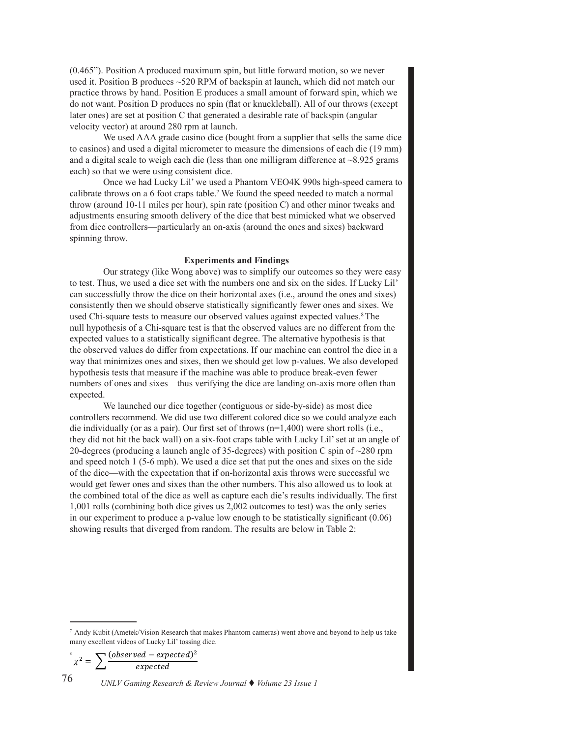(0.465"). Position A produced maximum spin, but little forward motion, so we never used it. Position B produces ~520 RPM of backspin at launch, which did not match our practice throws by hand. Position E produces a small amount of forward spin, which we do not want. Position D produces no spin (flat or knuckleball). All of our throws (except later ones) are set at position C that generated a desirable rate of backspin (angular velocity vector) at around 280 rpm at launch.

We used AAA grade casino dice (bought from a supplier that sells the same dice to casinos) and used a digital micrometer to measure the dimensions of each die (19 mm) and a digital scale to weigh each die (less than one milligram difference at ~8.925 grams each) so that we were using consistent dice.

Once we had Lucky Lil' we used a Phantom VEO4K 990s high-speed camera to calibrate throws on a 6 foot craps table.[7] We found the speed needed to match a normal throw (around 10-11 miles per hour), spin rate (position C) and other minor tweaks and adjustments ensuring smooth delivery of the dice that best mimicked what we observed from dice controllers—particularly an on-axis (around the ones and sixes) backward spinning throw.

**Experiments and Findings**

Our strategy (like Wong above) was to simplify our outcomes so they were easy to test. Thus, we used a dice set with the numbers one and six on the sides. If Lucky Lil' can successfully throw the dice on their horizontal axes (i.e., around the ones and sixes) consistently then we should observe statistically significantly fewer ones and sixes. We used Chi-square tests to measure our observed values against expected values.[8] The null hypothesis of a Chi-square test is that the observed values are no different from the expected values to a statistically significant degree. The alternative hypothesis is that the observed values do differ from expectations. If our machine can control the dice in a way that minimizes ones and sixes, then we should get low p-values. We also developed hypothesis tests that measure if the machine was able to produce break-even fewer numbers of ones and sixes—thus verifying the dice are landing on-axis more often than expected.

We launched our dice together (contiguous or side-by-side) as most dice controllers recommend. We did use two different colored dice so we could analyze each die individually (or as a pair). Our first set of throws (n=1,400) were short rolls (i.e., they did not hit the back wall) on a six-foot craps table with Lucky Lil' set at an angle of 20-degrees (producing a launch angle of 35-degrees) with position C spin of ~280 rpm and speed notch 1 (5-6 mph). We used a dice set that put the ones and sixes on the side of the dice—with the expectation that if on-horizontal axis throws were successful we would get fewer ones and sixes than the other numbers. This also allowed us to look at the combined total of the dice as well as capture each die's results individually. The first 1,001 rolls (combining both dice gives us 2,002 outcomes to test) was the only series in our experiment to produce a p-value low enough to be statistically significant (0.06) showing results that diverged from random. The results are below in Table 2:

---

[7] Andy Kubit (Ametek/Vision Research that makes Phantom cameras) went above and beyond to help us take many excellent videos of Lucky Lil' tossing dice.

[8] $\chi^2 = \sum \frac{(observed - expected)^2}{expected}$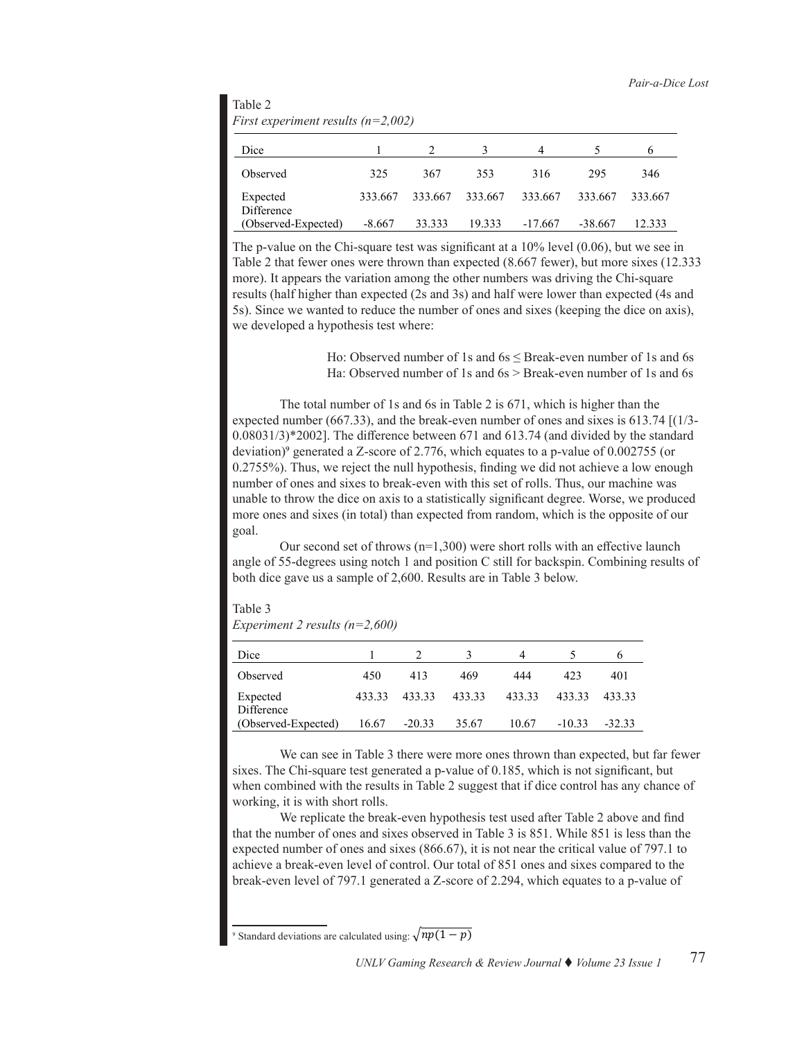Table 2
*First experiment results (n=2,002)*

| Dice | 1 | 2 | 3 | 4 | 5 | 6 |
|---|---|---|---|---|---|---|
| Observed | 325 | 367 | 353 | 316 | 295 | 346 |
| Expected | 333.667 | 333.667 | 333.667 | 333.667 | 333.667 | 333.667 |
| Difference (Observed-Expected) | -8.667 | 33.333 | 19.333 | -17.667 | -38.667 | 12.333 |

The p-value on the Chi-square test was significant at a 10% level (0.06), but we see in Table 2 that fewer ones were thrown than expected (8.667 fewer), but more sixes (12.333 more). It appears the variation among the other numbers was driving the Chi-square results (half higher than expected (2s and 3s) and half were lower than expected (4s and 5s). Since we wanted to reduce the number of ones and sixes (keeping the dice on axis), we developed a hypothesis test where:

> Ho: Observed number of 1s and 6s ≤ Break-even number of 1s and 6s
> Ha: Observed number of 1s and 6s > Break-even number of 1s and 6s

The total number of 1s and 6s in Table 2 is 671, which is higher than the expected number (667.33), and the break-even number of ones and sixes is 613.74 [(1/3-0.08031/3)*2002]. The difference between 671 and 613.74 (and divided by the standard deviation)[9] generated a Z-score of 2.776, which equates to a p-value of 0.002755 (or 0.2755%). Thus, we reject the null hypothesis, finding we did not achieve a low enough number of ones and sixes to break-even with this set of rolls. Thus, our machine was unable to throw the dice on axis to a statistically significant degree. Worse, we produced more ones and sixes (in total) than expected from random, which is the opposite of our goal.

Our second set of throws (n=1,300) were short rolls with an effective launch angle of 55-degrees using notch 1 and position C still for backspin. Combining results of both dice gave us a sample of 2,600. Results are in Table 3 below.

Table 3
*Experiment 2 results (n=2,600)*

| Dice | 1 | 2 | 3 | 4 | 5 | 6 |
|---|---|---|---|---|---|---|
| Observed | 450 | 413 | 469 | 444 | 423 | 401 |
| Expected | 433.33 | 433.33 | 433.33 | 433.33 | 433.33 | 433.33 |
| Difference (Observed-Expected) | 16.67 | -20.33 | 35.67 | 10.67 | -10.33 | -32.33 |

We can see in Table 3 there were more ones thrown than expected, but far fewer sixes. The Chi-square test generated a p-value of 0.185, which is not significant, but when combined with the results in Table 2 suggest that if dice control has any chance of working, it is with short rolls.

We replicate the break-even hypothesis test used after Table 2 above and find that the number of ones and sixes observed in Table 3 is 851. While 851 is less than the expected number of ones and sixes (866.67), it is not near the critical value of 797.1 to achieve a break-even level of control. Our total of 851 ones and sixes compared to the break-even level of 797.1 generated a Z-score of 2.294, which equates to a p-value of

[9] Standard deviations are calculated using: $\sqrt{np(1-p)}$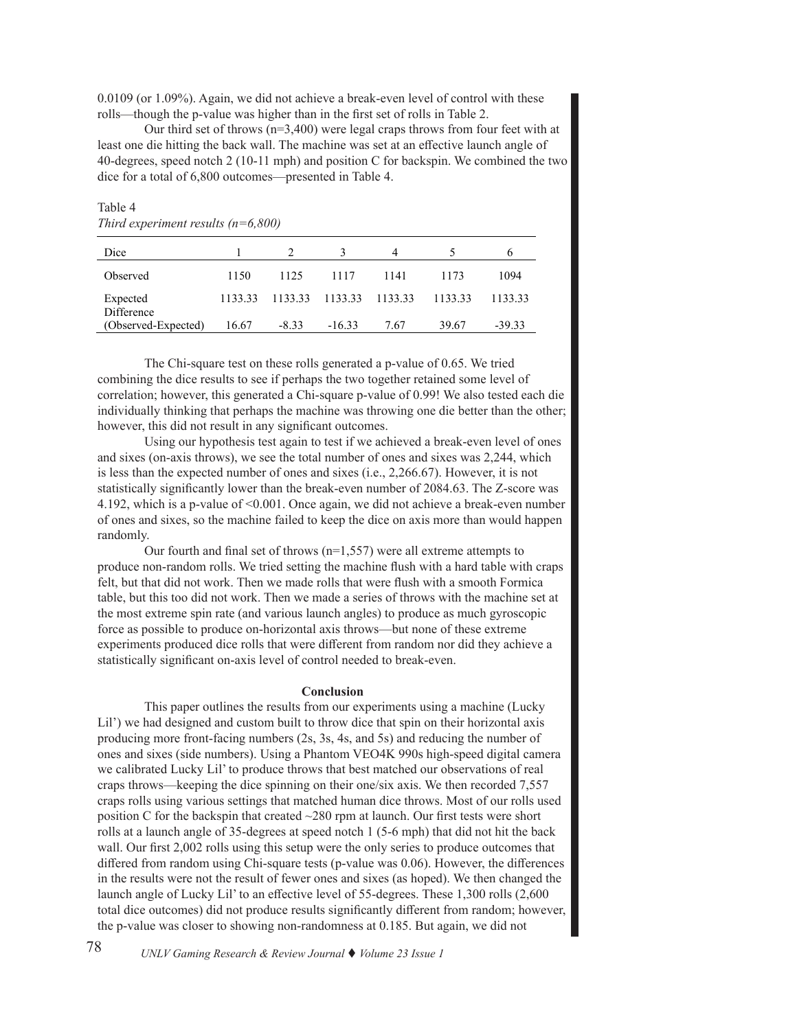0.0109 (or 1.09%). Again, we did not achieve a break-even level of control with these rolls—though the p-value was higher than in the first set of rolls in Table 2.

Our third set of throws (n=3,400) were legal craps throws from four feet with at least one die hitting the back wall. The machine was set at an effective launch angle of 40-degrees, speed notch 2 (10-11 mph) and position C for backspin. We combined the two dice for a total of 6,800 outcomes—presented in Table 4.

Table 4
*Third experiment results (n=6,800)*

| Dice | 1 | 2 | 3 | 4 | 5 | 6 |
|---|---|---|---|---|---|---|
| Observed | 1150 | 1125 | 1117 | 1141 | 1173 | 1094 |
| Expected | 1133.33 | 1133.33 | 1133.33 | 1133.33 | 1133.33 | 1133.33 |
| Difference (Observed-Expected) | 16.67 | -8.33 | -16.33 | 7.67 | 39.67 | -39.33 |

The Chi-square test on these rolls generated a p-value of 0.65. We tried combining the dice results to see if perhaps the two together retained some level of correlation; however, this generated a Chi-square p-value of 0.99! We also tested each die individually thinking that perhaps the machine was throwing one die better than the other; however, this did not result in any significant outcomes.

Using our hypothesis test again to test if we achieved a break-even level of ones and sixes (on-axis throws), we see the total number of ones and sixes was 2,244, which is less than the expected number of ones and sixes (i.e., 2,266.67). However, it is not statistically significantly lower than the break-even number of 2084.63. The Z-score was 4.192, which is a p-value of <0.001. Once again, we did not achieve a break-even number of ones and sixes, so the machine failed to keep the dice on axis more than would happen randomly.

Our fourth and final set of throws (n=1,557) were all extreme attempts to produce non-random rolls. We tried setting the machine flush with a hard table with craps felt, but that did not work. Then we made rolls that were flush with a smooth Formica table, but this too did not work. Then we made a series of throws with the machine set at the most extreme spin rate (and various launch angles) to produce as much gyroscopic force as possible to produce on-horizontal axis throws—but none of these extreme experiments produced dice rolls that were different from random nor did they achieve a statistically significant on-axis level of control needed to break-even.

## Conclusion

This paper outlines the results from our experiments using a machine (Lucky Lil') we had designed and custom built to throw dice that spin on their horizontal axis producing more front-facing numbers (2s, 3s, 4s, and 5s) and reducing the number of ones and sixes (side numbers). Using a Phantom VEO4K 990s high-speed digital camera we calibrated Lucky Lil' to produce throws that best matched our observations of real craps throws—keeping the dice spinning on their one/six axis. We then recorded 7,557 craps rolls using various settings that matched human dice throws. Most of our rolls used position C for the backspin that created ~280 rpm at launch. Our first tests were short rolls at a launch angle of 35-degrees at speed notch 1 (5-6 mph) that did not hit the back wall. Our first 2,002 rolls using this setup were the only series to produce outcomes that differed from random using Chi-square tests (p-value was 0.06). However, the differences in the results were not the result of fewer ones and sixes (as hoped). We then changed the launch angle of Lucky Lil' to an effective level of 55-degrees. These 1,300 rolls (2,600 total dice outcomes) did not produce results significantly different from random; however, the p-value was closer to showing non-randomness at 0.185. But again, we did not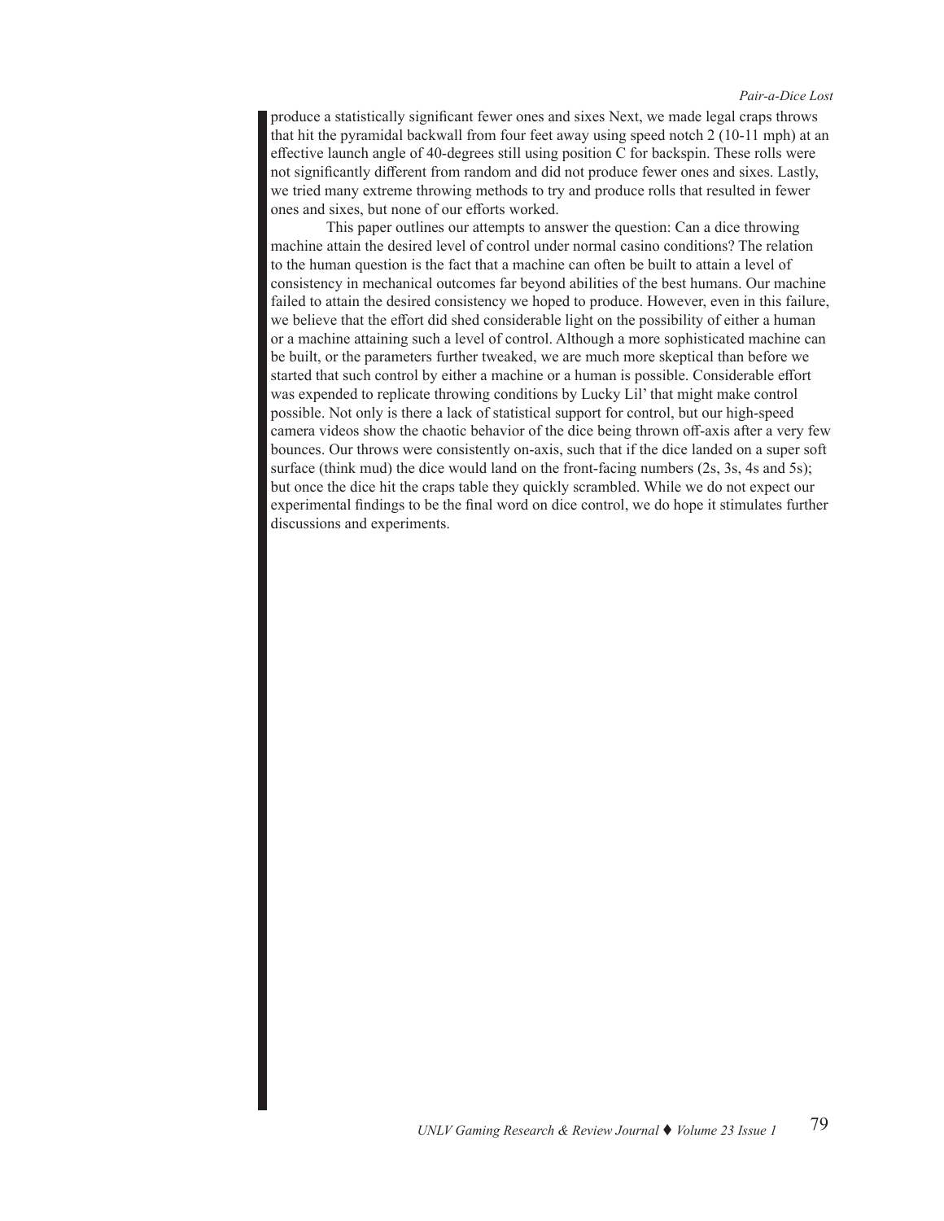produce a statistically significant fewer ones and sixes Next, we made legal craps throws that hit the pyramidal backwall from four feet away using speed notch 2 (10-11 mph) at an effective launch angle of 40-degrees still using position C for backspin. These rolls were not significantly different from random and did not produce fewer ones and sixes. Lastly, we tried many extreme throwing methods to try and produce rolls that resulted in fewer ones and sixes, but none of our efforts worked.

This paper outlines our attempts to answer the question: Can a dice throwing machine attain the desired level of control under normal casino conditions? The relation to the human question is the fact that a machine can often be built to attain a level of consistency in mechanical outcomes far beyond abilities of the best humans. Our machine failed to attain the desired consistency we hoped to produce. However, even in this failure, we believe that the effort did shed considerable light on the possibility of either a human or a machine attaining such a level of control. Although a more sophisticated machine can be built, or the parameters further tweaked, we are much more skeptical than before we started that such control by either a machine or a human is possible. Considerable effort was expended to replicate throwing conditions by Lucky Lil' that might make control possible. Not only is there a lack of statistical support for control, but our high-speed camera videos show the chaotic behavior of the dice being thrown off-axis after a very few bounces. Our throws were consistently on-axis, such that if the dice landed on a super soft surface (think mud) the dice would land on the front-facing numbers (2s, 3s, 4s and 5s); but once the dice hit the craps table they quickly scrambled. While we do not expect our experimental findings to be the final word on dice control, we do hope it stimulates further discussions and experiments.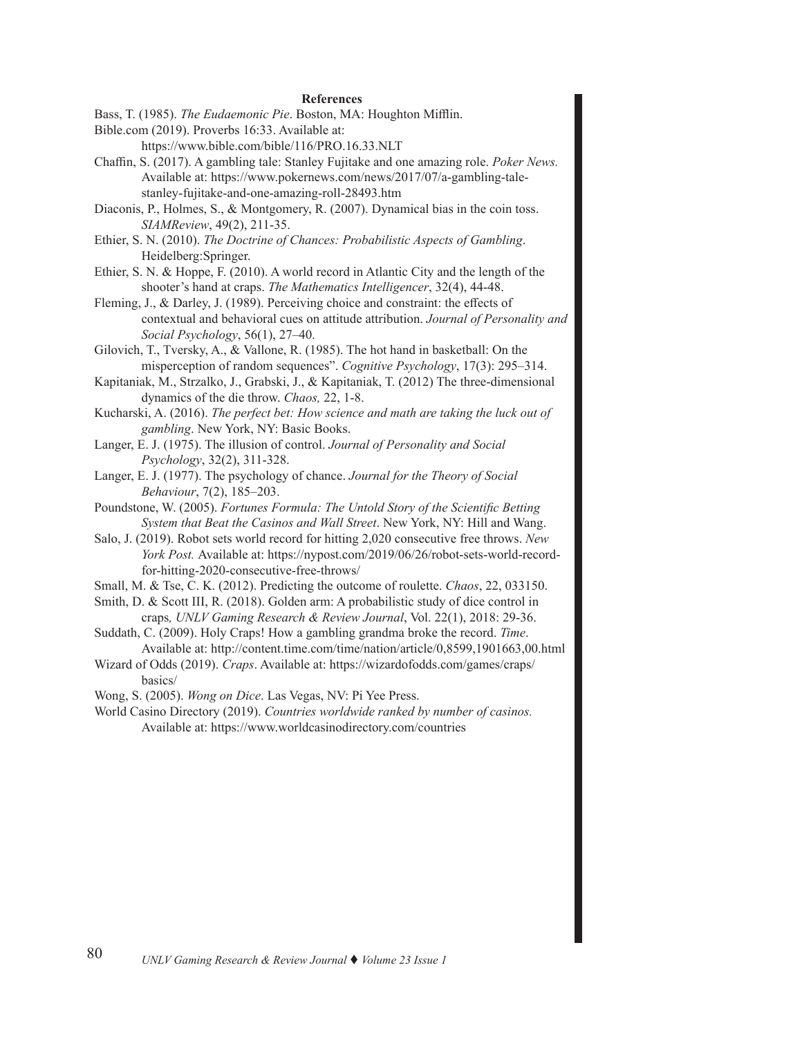## References

Bass, T. (1985). *The Eudaemonic Pie*. Boston, MA: Houghton Mifflin.

Bible.com (2019). Proverbs 16:33. Available at: https://www.bible.com/bible/116/PRO.16.33.NLT

Chaffin, S. (2017). A gambling tale: Stanley Fujitake and one amazing role. *Poker News.* Available at: https://www.pokernews.com/news/2017/07/a-gambling-tale-stanley-fujitake-and-one-amazing-roll-28493.htm

Diaconis, P., Holmes, S., & Montgomery, R. (2007). Dynamical bias in the coin toss. *SIAMReview*, 49(2), 211-35.

Ethier, S. N. (2010). *The Doctrine of Chances: Probabilistic Aspects of Gambling*. Heidelberg:Springer.

Ethier, S. N. & Hoppe, F. (2010). A world record in Atlantic City and the length of the shooter's hand at craps. *The Mathematics Intelligencer*, 32(4), 44-48.

Fleming, J., & Darley, J. (1989). Perceiving choice and constraint: the effects of contextual and behavioral cues on attitude attribution. *Journal of Personality and Social Psychology*, 56(1), 27–40.

Gilovich, T., Tversky, A., & Vallone, R. (1985). The hot hand in basketball: On the misperception of random sequences". *Cognitive Psychology*, 17(3): 295–314.

Kapitaniak, M., Strzalko, J., Grabski, J., & Kapitaniak, T. (2012) The three-dimensional dynamics of the die throw. *Chaos,* 22, 1-8.

Kucharski, A. (2016). *The perfect bet: How science and math are taking the luck out of gambling*. New York, NY: Basic Books.

Langer, E. J. (1975). The illusion of control. *Journal of Personality and Social Psychology*, 32(2), 311-328.

Langer, E. J. (1977). The psychology of chance. *Journal for the Theory of Social Behaviour*, 7(2), 185–203.

Poundstone, W. (2005). *Fortunes Formula: The Untold Story of the Scientific Betting System that Beat the Casinos and Wall Street*. New York, NY: Hill and Wang.

Salo, J. (2019). Robot sets world record for hitting 2,020 consecutive free throws. *New York Post.* Available at: https://nypost.com/2019/06/26/robot-sets-world-record-for-hitting-2020-consecutive-free-throws/

Small, M. & Tse, C. K. (2012). Predicting the outcome of roulette. *Chaos*, 22, 033150.

Smith, D. & Scott III, R. (2018). Golden arm: A probabilistic study of dice control in craps*, UNLV Gaming Research & Review Journal*, Vol. 22(1), 2018: 29-36.

Suddath, C. (2009). Holy Craps! How a gambling grandma broke the record. *Time*. Available at: http://content.time.com/time/nation/article/0,8599,1901663,00.html

Wizard of Odds (2019). *Craps*. Available at: https://wizardofodds.com/games/craps/basics/

Wong, S. (2005). *Wong on Dice*. Las Vegas, NV: Pi Yee Press.

World Casino Directory (2019). *Countries worldwide ranked by number of casinos.* Available at: https://www.worldcasinodirectory.com/countries